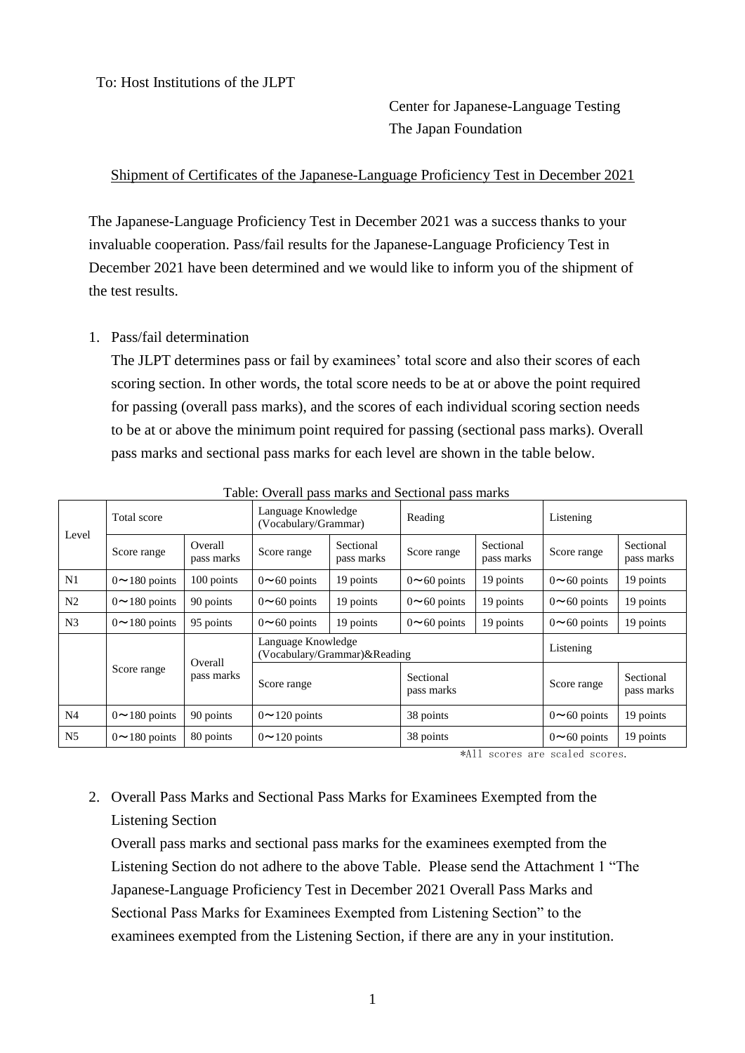To: Host Institutions of the JLPT

Center for Japanese-Language Testing
The Japan Foundation

## Shipment of Certificates of the Japanese-Language Proficiency Test in December 2021

The Japanese-Language Proficiency Test in December 2021 was a success thanks to your invaluable cooperation. Pass/fail results for the Japanese-Language Proficiency Test in December 2021 have been determined and we would like to inform you of the shipment of the test results.

1. Pass/fail determination

   The JLPT determines pass or fail by examinees' total score and also their scores of each scoring section. In other words, the total score needs to be at or above the point required for passing (overall pass marks), and the scores of each individual scoring section needs to be at or above the minimum point required for passing (sectional pass marks). Overall pass marks and sectional pass marks for each level are shown in the table below.

Table: Overall pass marks and Sectional pass marks

| Level | Total score | | Language Knowledge (Vocabulary/Grammar) | | Reading | | Listening | |
|---|---|---|---|---|---|---|---|---|
| | Score range | Overall pass marks | Score range | Sectional pass marks | Score range | Sectional pass marks | Score range | Sectional pass marks |
| N1 | 0～180 points | 100 points | 0～60 points | 19 points | 0～60 points | 19 points | 0～60 points | 19 points |
| N2 | 0～180 points | 90 points | 0～60 points | 19 points | 0～60 points | 19 points | 0～60 points | 19 points |
| N3 | 0～180 points | 95 points | 0～60 points | 19 points | 0～60 points | 19 points | 0～60 points | 19 points |
| | Score range | Overall pass marks | Language Knowledge (Vocabulary/Grammar)&Reading | | | | Listening | |
| | | | Score range | | Sectional pass marks | | Score range | Sectional pass marks |
| N4 | 0～180 points | 90 points | 0～120 points | | 38 points | | 0～60 points | 19 points |
| N5 | 0～180 points | 80 points | 0～120 points | | 38 points | | 0～60 points | 19 points |

*All scores are scaled scores.

2. Overall Pass Marks and Sectional Pass Marks for Examinees Exempted from the Listening Section

   Overall pass marks and sectional pass marks for the examinees exempted from the Listening Section do not adhere to the above Table. Please send the Attachment 1 "The Japanese-Language Proficiency Test in December 2021 Overall Pass Marks and Sectional Pass Marks for Examinees Exempted from Listening Section" to the examinees exempted from the Listening Section, if there are any in your institution.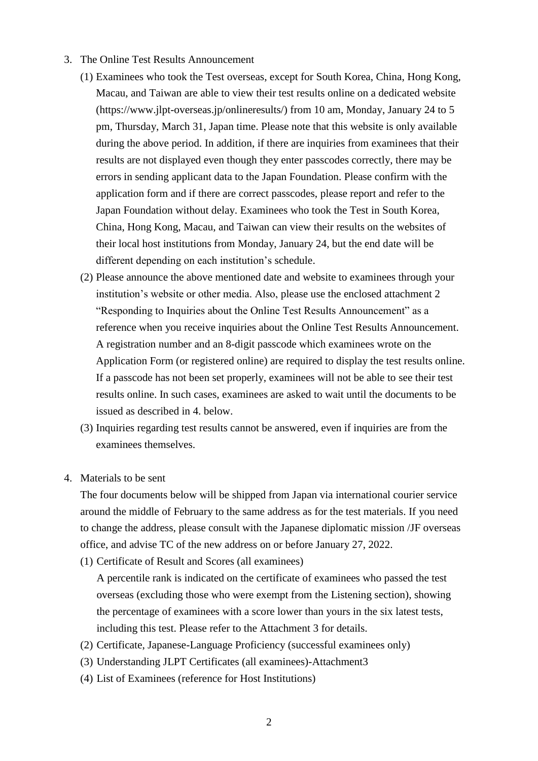3. The Online Test Results Announcement

   (1) Examinees who took the Test overseas, except for South Korea, China, Hong Kong, Macau, and Taiwan are able to view their test results online on a dedicated website (https://www.jlpt-overseas.jp/onlineresults/) from 10 am, Monday, January 24 to 5 pm, Thursday, March 31, Japan time. Please note that this website is only available during the above period. In addition, if there are inquiries from examinees that their results are not displayed even though they enter passcodes correctly, there may be errors in sending applicant data to the Japan Foundation. Please confirm with the application form and if there are correct passcodes, please report and refer to the Japan Foundation without delay. Examinees who took the Test in South Korea, China, Hong Kong, Macau, and Taiwan can view their results on the websites of their local host institutions from Monday, January 24, but the end date will be different depending on each institution's schedule.

   (2) Please announce the above mentioned date and website to examinees through your institution's website or other media. Also, please use the enclosed attachment 2 "Responding to Inquiries about the Online Test Results Announcement" as a reference when you receive inquiries about the Online Test Results Announcement. A registration number and an 8-digit passcode which examinees wrote on the Application Form (or registered online) are required to display the test results online. If a passcode has not been set properly, examinees will not be able to see their test results online. In such cases, examinees are asked to wait until the documents to be issued as described in 4. below.

   (3) Inquiries regarding test results cannot be answered, even if inquiries are from the examinees themselves.

4. Materials to be sent

   The four documents below will be shipped from Japan via international courier service around the middle of February to the same address as for the test materials. If you need to change the address, please consult with the Japanese diplomatic mission /JF overseas office, and advise TC of the new address on or before January 27, 2022.

   (1) Certificate of Result and Scores (all examinees)

       A percentile rank is indicated on the certificate of examinees who passed the test overseas (excluding those who were exempt from the Listening section), showing the percentage of examinees with a score lower than yours in the six latest tests, including this test. Please refer to the Attachment 3 for details.

   (2) Certificate, Japanese-Language Proficiency (successful examinees only)

   (3) Understanding JLPT Certificates (all examinees)-Attachment3

   (4) List of Examinees (reference for Host Institutions)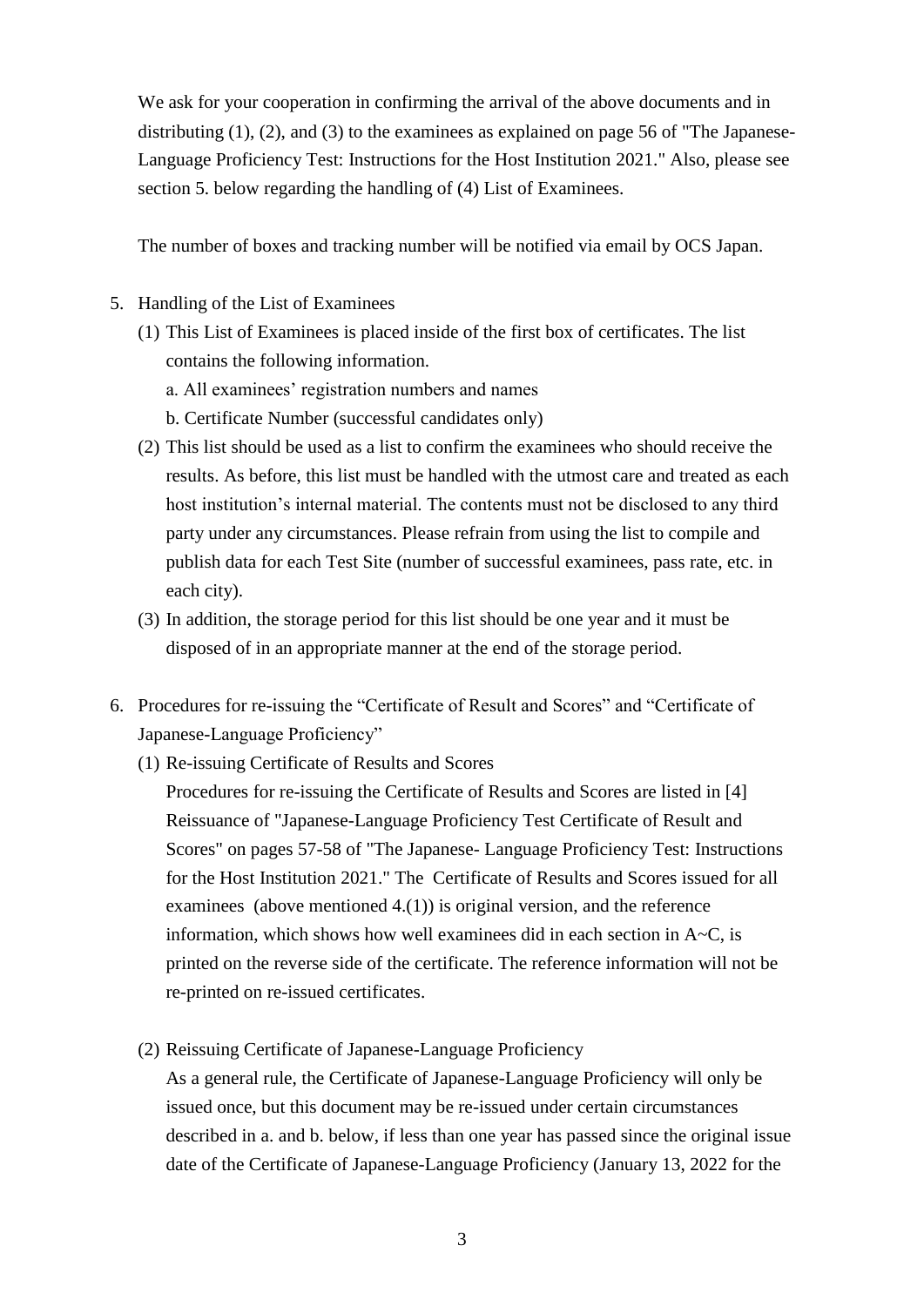We ask for your cooperation in confirming the arrival of the above documents and in distributing (1), (2), and (3) to the examinees as explained on page 56 of "The Japanese-Language Proficiency Test: Instructions for the Host Institution 2021." Also, please see section 5. below regarding the handling of (4) List of Examinees.

The number of boxes and tracking number will be notified via email by OCS Japan.

5. Handling of the List of Examinees
   (1) This List of Examinees is placed inside of the first box of certificates. The list contains the following information.
       a. All examinees' registration numbers and names
       b. Certificate Number (successful candidates only)
   (2) This list should be used as a list to confirm the examinees who should receive the results. As before, this list must be handled with the utmost care and treated as each host institution's internal material. The contents must not be disclosed to any third party under any circumstances. Please refrain from using the list to compile and publish data for each Test Site (number of successful examinees, pass rate, etc. in each city).
   (3) In addition, the storage period for this list should be one year and it must be disposed of in an appropriate manner at the end of the storage period.

6. Procedures for re-issuing the "Certificate of Result and Scores" and "Certificate of Japanese-Language Proficiency"
   (1) Re-issuing Certificate of Results and Scores
   Procedures for re-issuing the Certificate of Results and Scores are listed in [4] Reissuance of "Japanese-Language Proficiency Test Certificate of Result and Scores" on pages 57-58 of "The Japanese- Language Proficiency Test: Instructions for the Host Institution 2021." The Certificate of Results and Scores issued for all examinees (above mentioned 4.(1)) is original version, and the reference information, which shows how well examinees did in each section in A~C, is printed on the reverse side of the certificate. The reference information will not be re-printed on re-issued certificates.

   (2) Reissuing Certificate of Japanese-Language Proficiency
   As a general rule, the Certificate of Japanese-Language Proficiency will only be issued once, but this document may be re-issued under certain circumstances described in a. and b. below, if less than one year has passed since the original issue date of the Certificate of Japanese-Language Proficiency (January 13, 2022 for the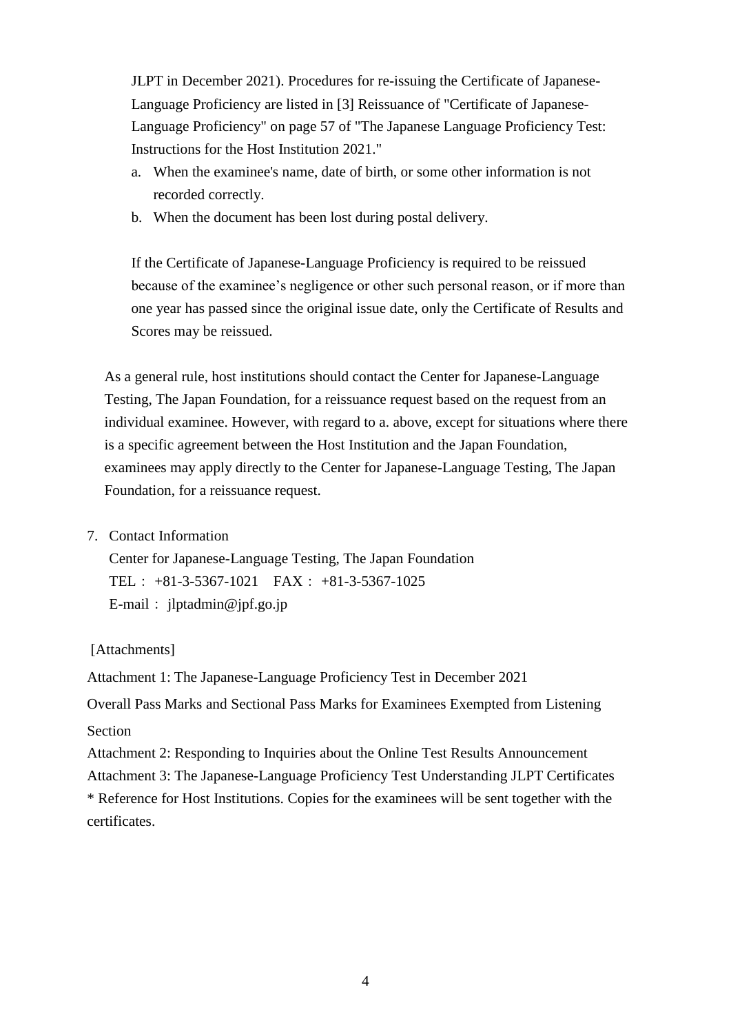JLPT in December 2021). Procedures for re-issuing the Certificate of Japanese-Language Proficiency are listed in [3] Reissuance of "Certificate of Japanese-Language Proficiency" on page 57 of "The Japanese Language Proficiency Test: Instructions for the Host Institution 2021."

a. When the examinee's name, date of birth, or some other information is not recorded correctly.
b. When the document has been lost during postal delivery.

If the Certificate of Japanese-Language Proficiency is required to be reissued because of the examinee's negligence or other such personal reason, or if more than one year has passed since the original issue date, only the Certificate of Results and Scores may be reissued.

As a general rule, host institutions should contact the Center for Japanese-Language Testing, The Japan Foundation, for a reissuance request based on the request from an individual examinee. However, with regard to a. above, except for situations where there is a specific agreement between the Host Institution and the Japan Foundation, examinees may apply directly to the Center for Japanese-Language Testing, The Japan Foundation, for a reissuance request.

7. Contact Information
   Center for Japanese-Language Testing, The Japan Foundation
   TEL： +81-3-5367-1021　FAX： +81-3-5367-1025
   E-mail： jlptadmin@jpf.go.jp

[Attachments]

Attachment 1: The Japanese-Language Proficiency Test in December 2021

Overall Pass Marks and Sectional Pass Marks for Examinees Exempted from Listening Section

Attachment 2: Responding to Inquiries about the Online Test Results Announcement
Attachment 3: The Japanese-Language Proficiency Test Understanding JLPT Certificates
* Reference for Host Institutions. Copies for the examinees will be sent together with the certificates.